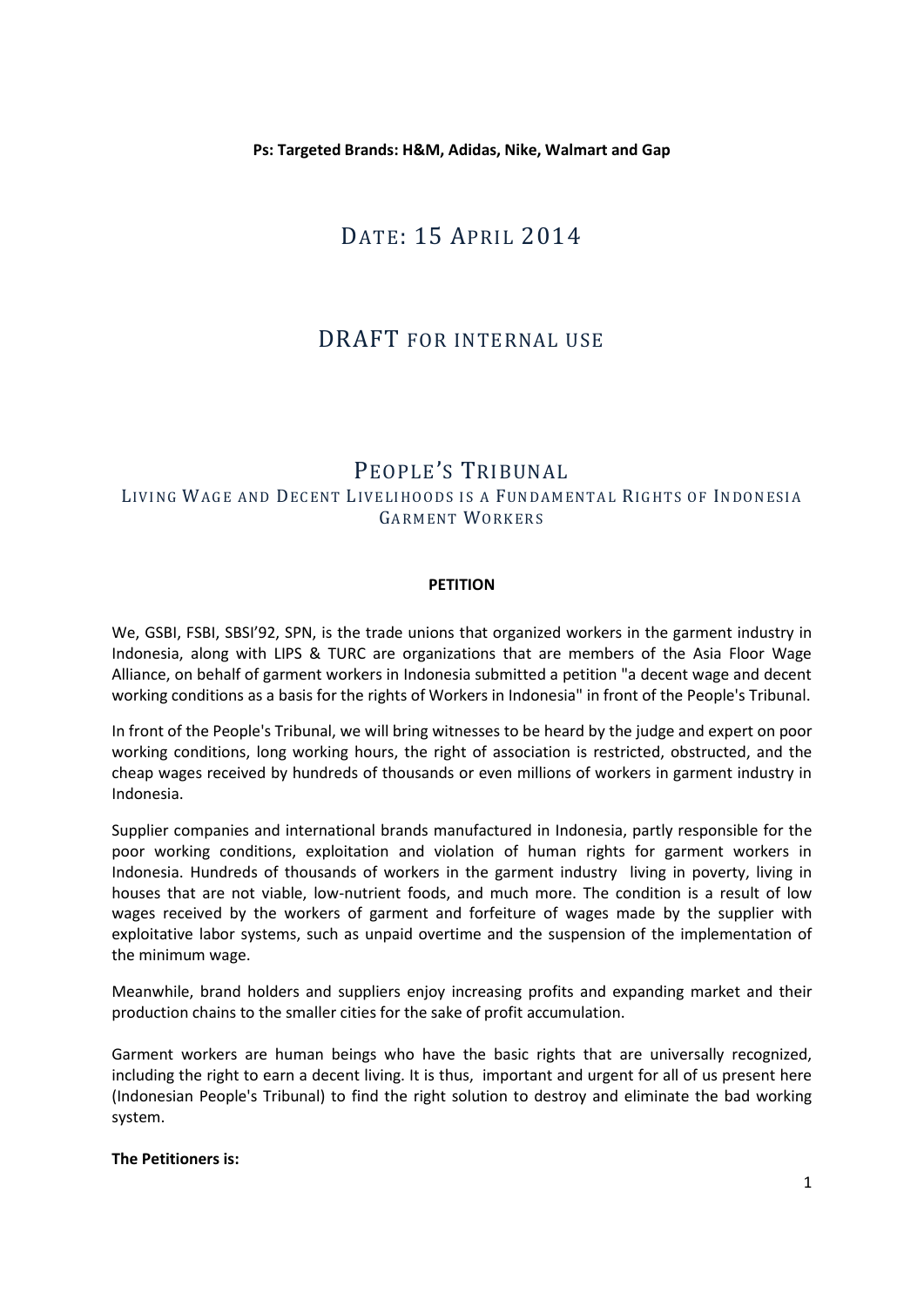**Ps: Targeted Brands: H&M, Adidas, Nike, Walmart and Gap**

# Date: 15 April 2014

# DRAFT for internal use

# People's Tribunal

## Living Wage and Decent Livelihoods is a Fundamental Rights of Indonesia Garment Workers

**PETITION**

We, GSBI, FSBI, SBSI'92, SPN, is the trade unions that organized workers in the garment industry in Indonesia, along with LIPS & TURC are organizations that are members of the Asia Floor Wage Alliance, on behalf of garment workers in Indonesia submitted a petition "a decent wage and decent working conditions as a basis for the rights of Workers in Indonesia" in front of the People's Tribunal.

In front of the People's Tribunal, we will bring witnesses to be heard by the judge and expert on poor working conditions, long working hours, the right of association is restricted, obstructed, and the cheap wages received by hundreds of thousands or even millions of workers in garment industry in Indonesia.

Supplier companies and international brands manufactured in Indonesia, partly responsible for the poor working conditions, exploitation and violation of human rights for garment workers in Indonesia. Hundreds of thousands of workers in the garment industry living in poverty, living in houses that are not viable, low-nutrient foods, and much more. The condition is a result of low wages received by the workers of garment and forfeiture of wages made by the supplier with exploitative labor systems, such as unpaid overtime and the suspension of the implementation of the minimum wage.

Meanwhile, brand holders and suppliers enjoy increasing profits and expanding market and their production chains to the smaller cities for the sake of profit accumulation.

Garment workers are human beings who have the basic rights that are universally recognized, including the right to earn a decent living. It is thus, important and urgent for all of us present here (Indonesian People's Tribunal) to find the right solution to destroy and eliminate the bad working system.

**The Petitioners is:**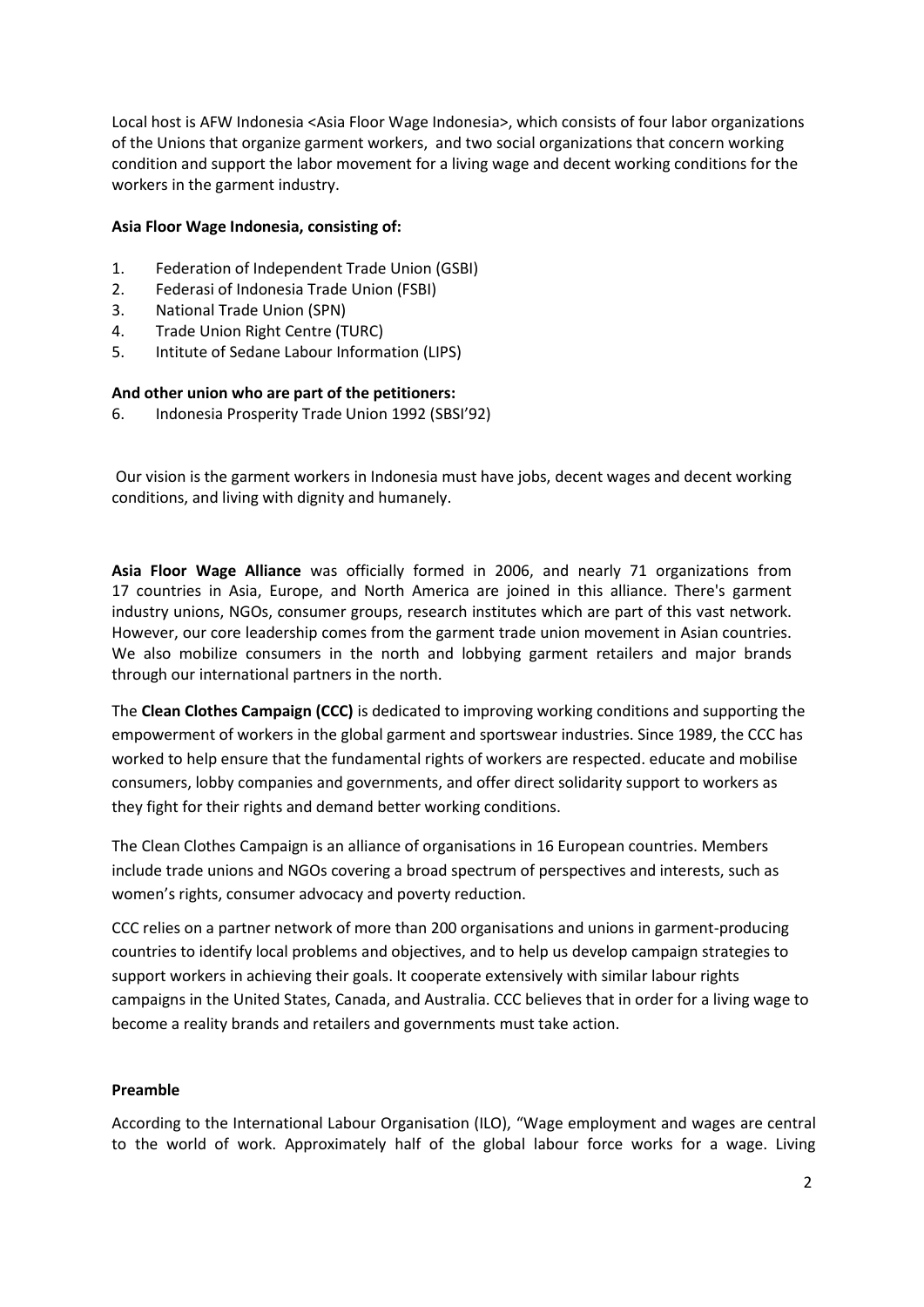Local host is AFW Indonesia <Asia Floor Wage Indonesia>, which consists of four labor organizations of the Unions that organize garment workers, and two social organizations that concern working condition and support the labor movement for a living wage and decent working conditions for the workers in the garment industry.

**Asia Floor Wage Indonesia, consisting of:**

1. Federation of Independent Trade Union (GSBI)
2. Federasi of Indonesia Trade Union (FSBI)
3. National Trade Union (SPN)
4. Trade Union Right Centre (TURC)
5. Intitute of Sedane Labour Information (LIPS)

**And other union who are part of the petitioners:**

6. Indonesia Prosperity Trade Union 1992 (SBSI'92)

Our vision is the garment workers in Indonesia must have jobs, decent wages and decent working conditions, and living with dignity and humanely.

**Asia Floor Wage Alliance** was officially formed in 2006, and nearly 71 organizations from 17 countries in Asia, Europe, and North America are joined in this alliance. There's garment industry unions, NGOs, consumer groups, research institutes which are part of this vast network. However, our core leadership comes from the garment trade union movement in Asian countries. We also mobilize consumers in the north and lobbying garment retailers and major brands through our international partners in the north.

The **Clean Clothes Campaign (CCC)** is dedicated to improving working conditions and supporting the empowerment of workers in the global garment and sportswear industries. Since 1989, the CCC has worked to help ensure that the fundamental rights of workers are respected. educate and mobilise consumers, lobby companies and governments, and offer direct solidarity support to workers as they fight for their rights and demand better working conditions.

The Clean Clothes Campaign is an alliance of organisations in 16 European countries. Members include trade unions and NGOs covering a broad spectrum of perspectives and interests, such as women's rights, consumer advocacy and poverty reduction.

CCC relies on a partner network of more than 200 organisations and unions in garment-producing countries to identify local problems and objectives, and to help us develop campaign strategies to support workers in achieving their goals. It cooperate extensively with similar labour rights campaigns in the United States, Canada, and Australia. CCC believes that in order for a living wage to become a reality brands and retailers and governments must take action.

**Preamble**

According to the International Labour Organisation (ILO), "Wage employment and wages are central to the world of work. Approximately half of the global labour force works for a wage. Living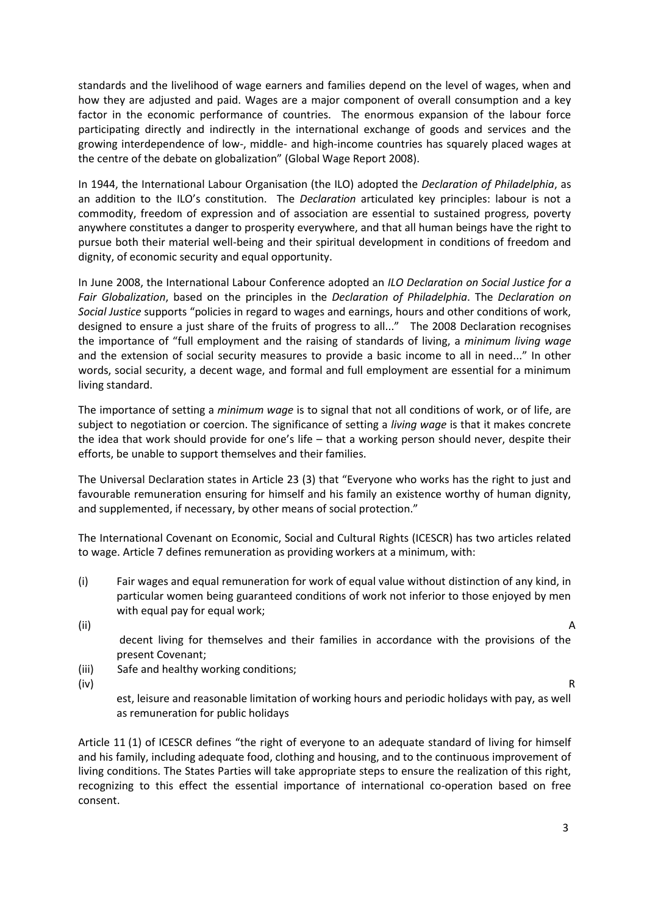standards and the livelihood of wage earners and families depend on the level of wages, when and how they are adjusted and paid. Wages are a major component of overall consumption and a key factor in the economic performance of countries. The enormous expansion of the labour force participating directly and indirectly in the international exchange of goods and services and the growing interdependence of low-, middle- and high-income countries has squarely placed wages at the centre of the debate on globalization" (Global Wage Report 2008).

In 1944, the International Labour Organisation (the ILO) adopted the *Declaration of Philadelphia*, as an addition to the ILO's constitution. The *Declaration* articulated key principles: labour is not a commodity, freedom of expression and of association are essential to sustained progress, poverty anywhere constitutes a danger to prosperity everywhere, and that all human beings have the right to pursue both their material well-being and their spiritual development in conditions of freedom and dignity, of economic security and equal opportunity.

In June 2008, the International Labour Conference adopted an *ILO Declaration on Social Justice for a Fair Globalization*, based on the principles in the *Declaration of Philadelphia*. The *Declaration on Social Justice* supports "policies in regard to wages and earnings, hours and other conditions of work, designed to ensure a just share of the fruits of progress to all..." The 2008 Declaration recognises the importance of "full employment and the raising of standards of living, a *minimum living wage* and the extension of social security measures to provide a basic income to all in need..." In other words, social security, a decent wage, and formal and full employment are essential for a minimum living standard.

The importance of setting a *minimum wage* is to signal that not all conditions of work, or of life, are subject to negotiation or coercion. The significance of setting a *living wage* is that it makes concrete the idea that work should provide for one's life – that a working person should never, despite their efforts, be unable to support themselves and their families.

The Universal Declaration states in Article 23 (3) that "Everyone who works has the right to just and favourable remuneration ensuring for himself and his family an existence worthy of human dignity, and supplemented, if necessary, by other means of social protection."

The International Covenant on Economic, Social and Cultural Rights (ICESCR) has two articles related to wage. Article 7 defines remuneration as providing workers at a minimum, with:

(i) Fair wages and equal remuneration for work of equal value without distinction of any kind, in particular women being guaranteed conditions of work not inferior to those enjoyed by men with equal pay for equal work;

(ii) A decent living for themselves and their families in accordance with the provisions of the present Covenant;

(iii) Safe and healthy working conditions;

(iv) Rest, leisure and reasonable limitation of working hours and periodic holidays with pay, as well as remuneration for public holidays

Article 11 (1) of ICESCR defines "the right of everyone to an adequate standard of living for himself and his family, including adequate food, clothing and housing, and to the continuous improvement of living conditions. The States Parties will take appropriate steps to ensure the realization of this right, recognizing to this effect the essential importance of international co-operation based on free consent.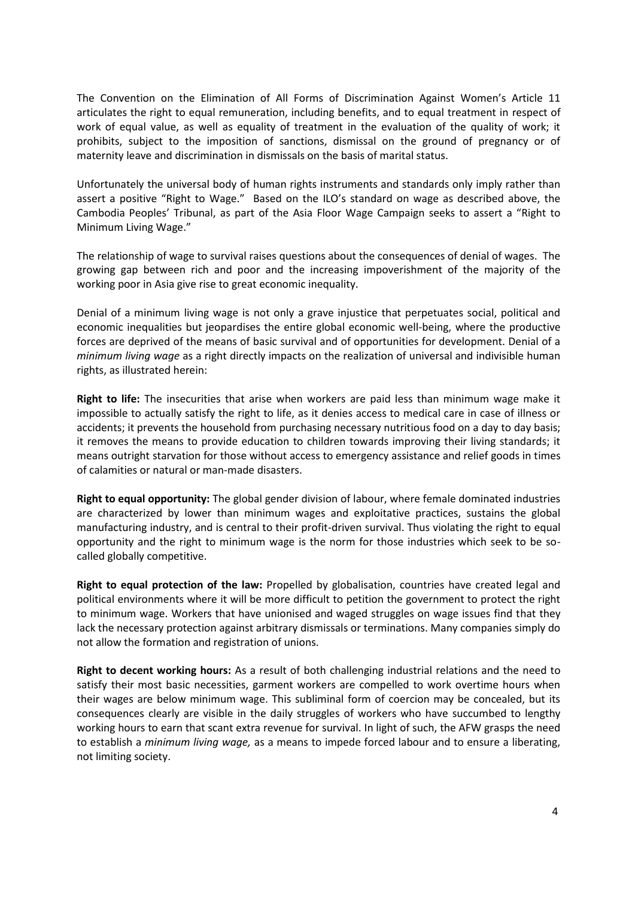The Convention on the Elimination of All Forms of Discrimination Against Women's Article 11 articulates the right to equal remuneration, including benefits, and to equal treatment in respect of work of equal value, as well as equality of treatment in the evaluation of the quality of work; it prohibits, subject to the imposition of sanctions, dismissal on the ground of pregnancy or of maternity leave and discrimination in dismissals on the basis of marital status.

Unfortunately the universal body of human rights instruments and standards only imply rather than assert a positive "Right to Wage." Based on the ILO's standard on wage as described above, the Cambodia Peoples' Tribunal, as part of the Asia Floor Wage Campaign seeks to assert a "Right to Minimum Living Wage."

The relationship of wage to survival raises questions about the consequences of denial of wages. The growing gap between rich and poor and the increasing impoverishment of the majority of the working poor in Asia give rise to great economic inequality.

Denial of a minimum living wage is not only a grave injustice that perpetuates social, political and economic inequalities but jeopardises the entire global economic well-being, where the productive forces are deprived of the means of basic survival and of opportunities for development. Denial of a *minimum living wage* as a right directly impacts on the realization of universal and indivisible human rights, as illustrated herein:

**Right to life:** The insecurities that arise when workers are paid less than minimum wage make it impossible to actually satisfy the right to life, as it denies access to medical care in case of illness or accidents; it prevents the household from purchasing necessary nutritious food on a day to day basis; it removes the means to provide education to children towards improving their living standards; it means outright starvation for those without access to emergency assistance and relief goods in times of calamities or natural or man-made disasters.

**Right to equal opportunity:** The global gender division of labour, where female dominated industries are characterized by lower than minimum wages and exploitative practices, sustains the global manufacturing industry, and is central to their profit-driven survival. Thus violating the right to equal opportunity and the right to minimum wage is the norm for those industries which seek to be so-called globally competitive.

**Right to equal protection of the law:** Propelled by globalisation, countries have created legal and political environments where it will be more difficult to petition the government to protect the right to minimum wage. Workers that have unionised and waged struggles on wage issues find that they lack the necessary protection against arbitrary dismissals or terminations. Many companies simply do not allow the formation and registration of unions.

**Right to decent working hours:** As a result of both challenging industrial relations and the need to satisfy their most basic necessities, garment workers are compelled to work overtime hours when their wages are below minimum wage. This subliminal form of coercion may be concealed, but its consequences clearly are visible in the daily struggles of workers who have succumbed to lengthy working hours to earn that scant extra revenue for survival. In light of such, the AFW grasps the need to establish a *minimum living wage,* as a means to impede forced labour and to ensure a liberating, not limiting society.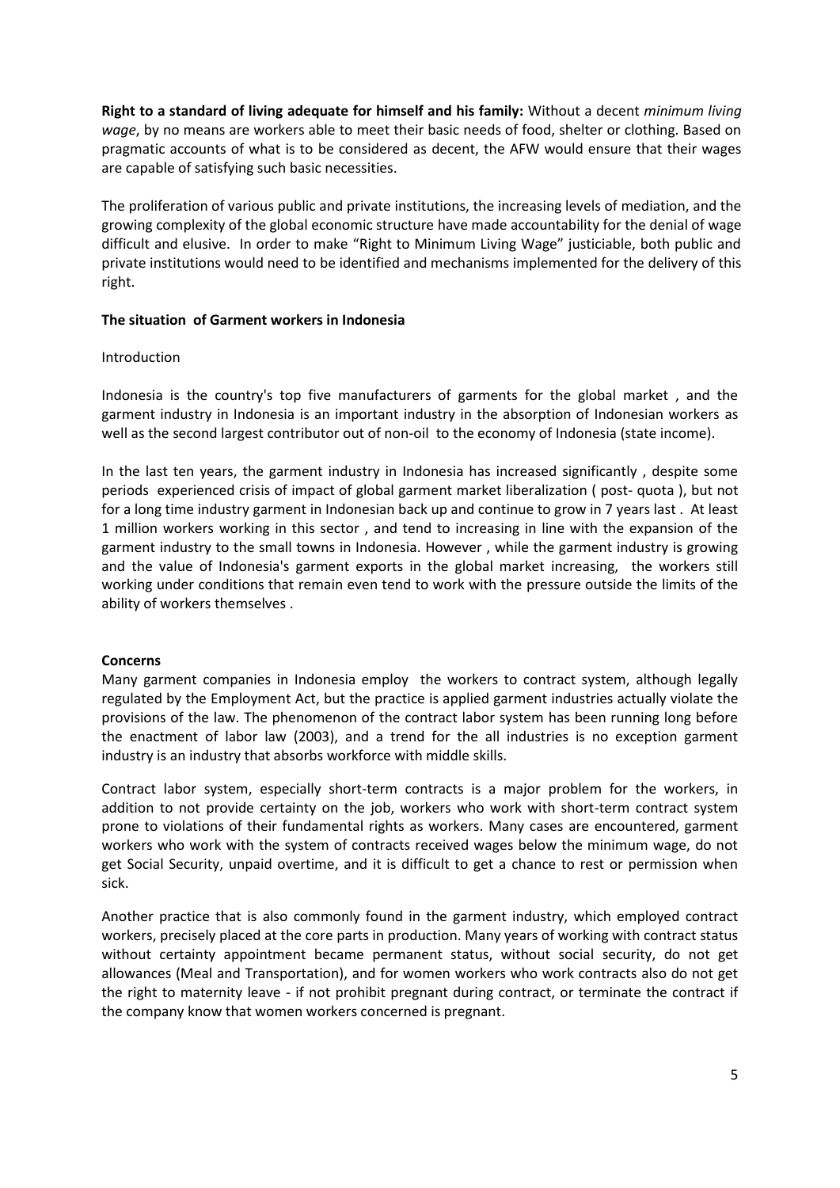**Right to a standard of living adequate for himself and his family:** Without a decent *minimum living wage*, by no means are workers able to meet their basic needs of food, shelter or clothing. Based on pragmatic accounts of what is to be considered as decent, the AFW would ensure that their wages are capable of satisfying such basic necessities.

The proliferation of various public and private institutions, the increasing levels of mediation, and the growing complexity of the global economic structure have made accountability for the denial of wage difficult and elusive. In order to make "Right to Minimum Living Wage" justiciable, both public and private institutions would need to be identified and mechanisms implemented for the delivery of this right.

## The situation of Garment workers in Indonesia

Introduction

Indonesia is the country's top five manufacturers of garments for the global market , and the garment industry in Indonesia is an important industry in the absorption of Indonesian workers as well as the second largest contributor out of non-oil to the economy of Indonesia (state income).

In the last ten years, the garment industry in Indonesia has increased significantly , despite some periods experienced crisis of impact of global garment market liberalization ( post- quota ), but not for a long time industry garment in Indonesian back up and continue to grow in 7 years last . At least 1 million workers working in this sector , and tend to increasing in line with the expansion of the garment industry to the small towns in Indonesia. However , while the garment industry is growing and the value of Indonesia's garment exports in the global market increasing, the workers still working under conditions that remain even tend to work with the pressure outside the limits of the ability of workers themselves .

## Concerns

Many garment companies in Indonesia employ the workers to contract system, although legally regulated by the Employment Act, but the practice is applied garment industries actually violate the provisions of the law. The phenomenon of the contract labor system has been running long before the enactment of labor law (2003), and a trend for the all industries is no exception garment industry is an industry that absorbs workforce with middle skills.

Contract labor system, especially short-term contracts is a major problem for the workers, in addition to not provide certainty on the job, workers who work with short-term contract system prone to violations of their fundamental rights as workers. Many cases are encountered, garment workers who work with the system of contracts received wages below the minimum wage, do not get Social Security, unpaid overtime, and it is difficult to get a chance to rest or permission when sick.

Another practice that is also commonly found in the garment industry, which employed contract workers, precisely placed at the core parts in production. Many years of working with contract status without certainty appointment became permanent status, without social security, do not get allowances (Meal and Transportation), and for women workers who work contracts also do not get the right to maternity leave - if not prohibit pregnant during contract, or terminate the contract if the company know that women workers concerned is pregnant.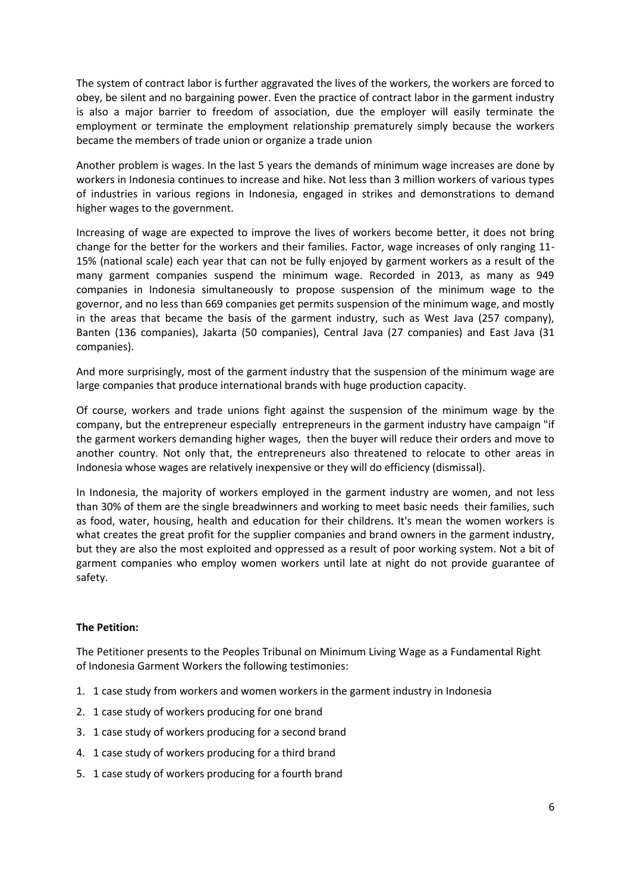The system of contract labor is further aggravated the lives of the workers, the workers are forced to obey, be silent and no bargaining power. Even the practice of contract labor in the garment industry is also a major barrier to freedom of association, due the employer will easily terminate the employment or terminate the employment relationship prematurely simply because the workers became the members of trade union or organize a trade union

Another problem is wages. In the last 5 years the demands of minimum wage increases are done by workers in Indonesia continues to increase and hike. Not less than 3 million workers of various types of industries in various regions in Indonesia, engaged in strikes and demonstrations to demand higher wages to the government.

Increasing of wage are expected to improve the lives of workers become better, it does not bring change for the better for the workers and their families. Factor, wage increases of only ranging 11-15% (national scale) each year that can not be fully enjoyed by garment workers as a result of the many garment companies suspend the minimum wage. Recorded in 2013, as many as 949 companies in Indonesia simultaneously to propose suspension of the minimum wage to the governor, and no less than 669 companies get permits suspension of the minimum wage, and mostly in the areas that became the basis of the garment industry, such as West Java (257 company), Banten (136 companies), Jakarta (50 companies), Central Java (27 companies) and East Java (31 companies).

And more surprisingly, most of the garment industry that the suspension of the minimum wage are large companies that produce international brands with huge production capacity.

Of course, workers and trade unions fight against the suspension of the minimum wage by the company, but the entrepreneur especially entrepreneurs in the garment industry have campaign "if the garment workers demanding higher wages, then the buyer will reduce their orders and move to another country. Not only that, the entrepreneurs also threatened to relocate to other areas in Indonesia whose wages are relatively inexpensive or they will do efficiency (dismissal).

In Indonesia, the majority of workers employed in the garment industry are women, and not less than 30% of them are the single breadwinners and working to meet basic needs their families, such as food, water, housing, health and education for their childrens. It's mean the women workers is what creates the great profit for the supplier companies and brand owners in the garment industry, but they are also the most exploited and oppressed as a result of poor working system. Not a bit of garment companies who employ women workers until late at night do not provide guarantee of safety.

**The Petition:**

The Petitioner presents to the Peoples Tribunal on Minimum Living Wage as a Fundamental Right of Indonesia Garment Workers the following testimonies:

1. 1 case study from workers and women workers in the garment industry in Indonesia
2. 1 case study of workers producing for one brand
3. 1 case study of workers producing for a second brand
4. 1 case study of workers producing for a third brand
5. 1 case study of workers producing for a fourth brand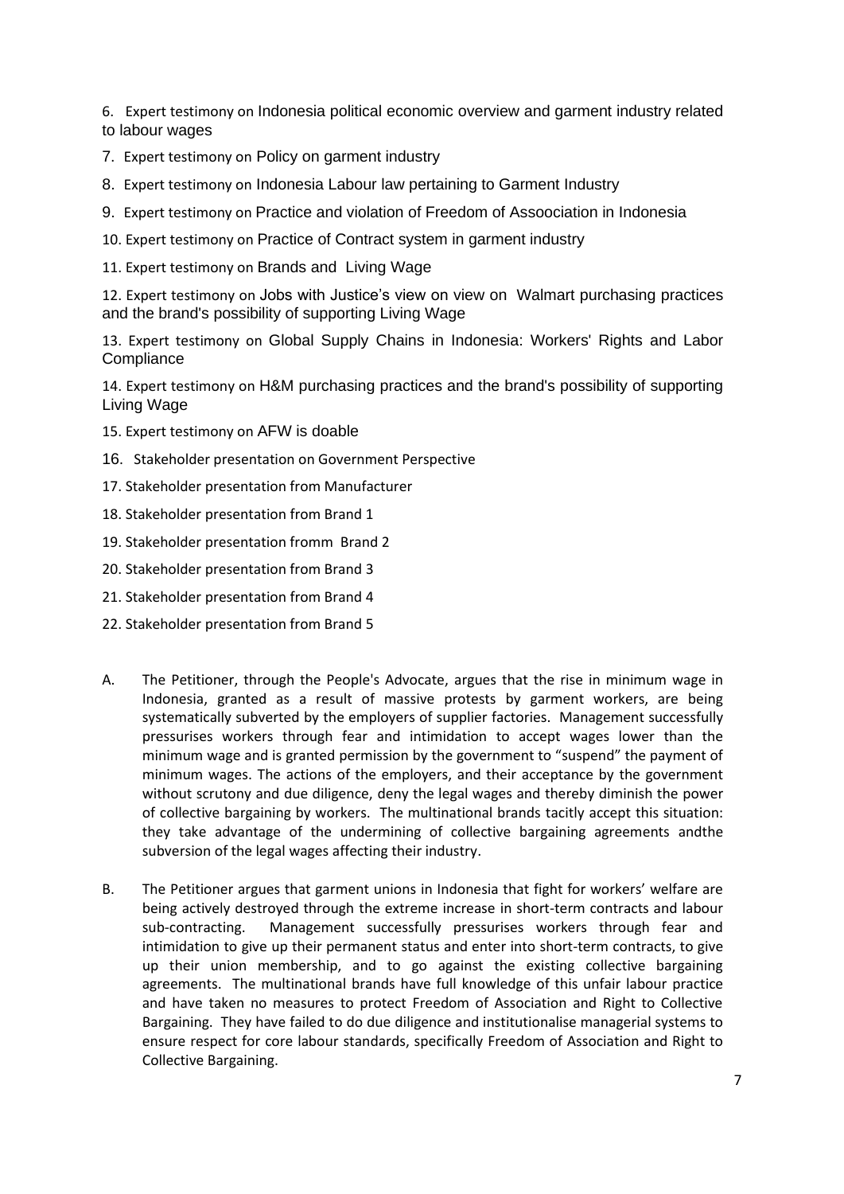6. Expert testimony on Indonesia political economic overview and garment industry related to labour wages

7. Expert testimony on Policy on garment industry

8. Expert testimony on Indonesia Labour law pertaining to Garment Industry

9. Expert testimony on Practice and violation of Freedom of Assoociation in Indonesia

10. Expert testimony on Practice of Contract system in garment industry

11. Expert testimony on Brands and Living Wage

12. Expert testimony on Jobs with Justice's view on view on Walmart purchasing practices and the brand's possibility of supporting Living Wage

13. Expert testimony on Global Supply Chains in Indonesia: Workers' Rights and Labor Compliance

14. Expert testimony on H&M purchasing practices and the brand's possibility of supporting Living Wage

15. Expert testimony on AFW is doable

16. Stakeholder presentation on Government Perspective

17. Stakeholder presentation from Manufacturer

18. Stakeholder presentation from Brand 1

19. Stakeholder presentation fromm Brand 2

20. Stakeholder presentation from Brand 3

21. Stakeholder presentation from Brand 4

22. Stakeholder presentation from Brand 5

A. The Petitioner, through the People's Advocate, argues that the rise in minimum wage in Indonesia, granted as a result of massive protests by garment workers, are being systematically subverted by the employers of supplier factories. Management successfully pressurises workers through fear and intimidation to accept wages lower than the minimum wage and is granted permission by the government to "suspend" the payment of minimum wages. The actions of the employers, and their acceptance by the government without scrutony and due diligence, deny the legal wages and thereby diminish the power of collective bargaining by workers. The multinational brands tacitly accept this situation: they take advantage of the undermining of collective bargaining agreements andthe subversion of the legal wages affecting their industry.

B. The Petitioner argues that garment unions in Indonesia that fight for workers' welfare are being actively destroyed through the extreme increase in short-term contracts and labour sub-contracting. Management successfully pressurises workers through fear and intimidation to give up their permanent status and enter into short-term contracts, to give up their union membership, and to go against the existing collective bargaining agreements. The multinational brands have full knowledge of this unfair labour practice and have taken no measures to protect Freedom of Association and Right to Collective Bargaining. They have failed to do due diligence and institutionalise managerial systems to ensure respect for core labour standards, specifically Freedom of Association and Right to Collective Bargaining.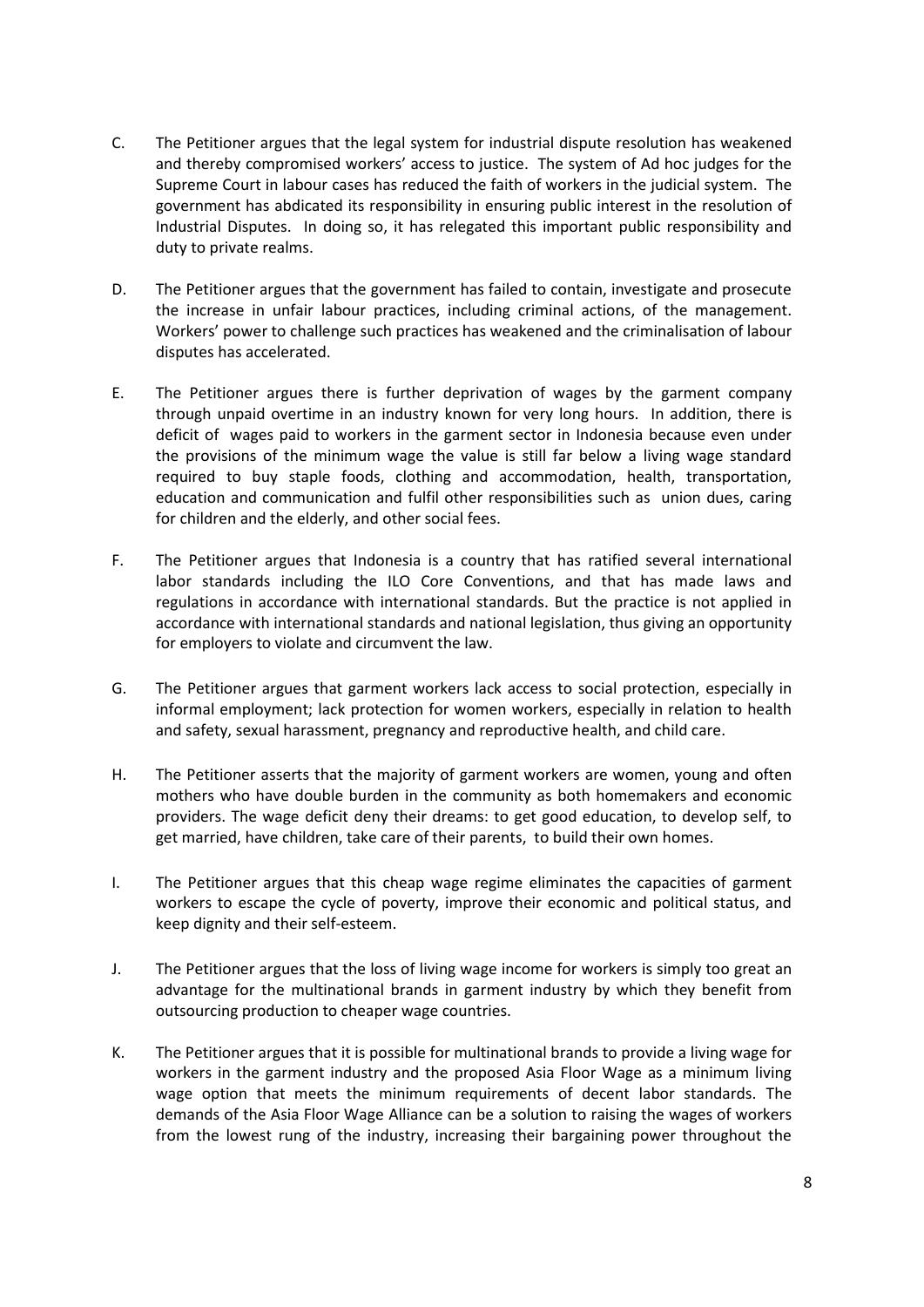C. The Petitioner argues that the legal system for industrial dispute resolution has weakened and thereby compromised workers' access to justice. The system of Ad hoc judges for the Supreme Court in labour cases has reduced the faith of workers in the judicial system. The government has abdicated its responsibility in ensuring public interest in the resolution of Industrial Disputes. In doing so, it has relegated this important public responsibility and duty to private realms.

D. The Petitioner argues that the government has failed to contain, investigate and prosecute the increase in unfair labour practices, including criminal actions, of the management. Workers' power to challenge such practices has weakened and the criminalisation of labour disputes has accelerated.

E. The Petitioner argues there is further deprivation of wages by the garment company through unpaid overtime in an industry known for very long hours. In addition, there is deficit of wages paid to workers in the garment sector in Indonesia because even under the provisions of the minimum wage the value is still far below a living wage standard required to buy staple foods, clothing and accommodation, health, transportation, education and communication and fulfil other responsibilities such as union dues, caring for children and the elderly, and other social fees.

F. The Petitioner argues that Indonesia is a country that has ratified several international labor standards including the ILO Core Conventions, and that has made laws and regulations in accordance with international standards. But the practice is not applied in accordance with international standards and national legislation, thus giving an opportunity for employers to violate and circumvent the law.

G. The Petitioner argues that garment workers lack access to social protection, especially in informal employment; lack protection for women workers, especially in relation to health and safety, sexual harassment, pregnancy and reproductive health, and child care.

H. The Petitioner asserts that the majority of garment workers are women, young and often mothers who have double burden in the community as both homemakers and economic providers. The wage deficit deny their dreams: to get good education, to develop self, to get married, have children, take care of their parents, to build their own homes.

I. The Petitioner argues that this cheap wage regime eliminates the capacities of garment workers to escape the cycle of poverty, improve their economic and political status, and keep dignity and their self-esteem.

J. The Petitioner argues that the loss of living wage income for workers is simply too great an advantage for the multinational brands in garment industry by which they benefit from outsourcing production to cheaper wage countries.

K. The Petitioner argues that it is possible for multinational brands to provide a living wage for workers in the garment industry and the proposed Asia Floor Wage as a minimum living wage option that meets the minimum requirements of decent labor standards. The demands of the Asia Floor Wage Alliance can be a solution to raising the wages of workers from the lowest rung of the industry, increasing their bargaining power throughout the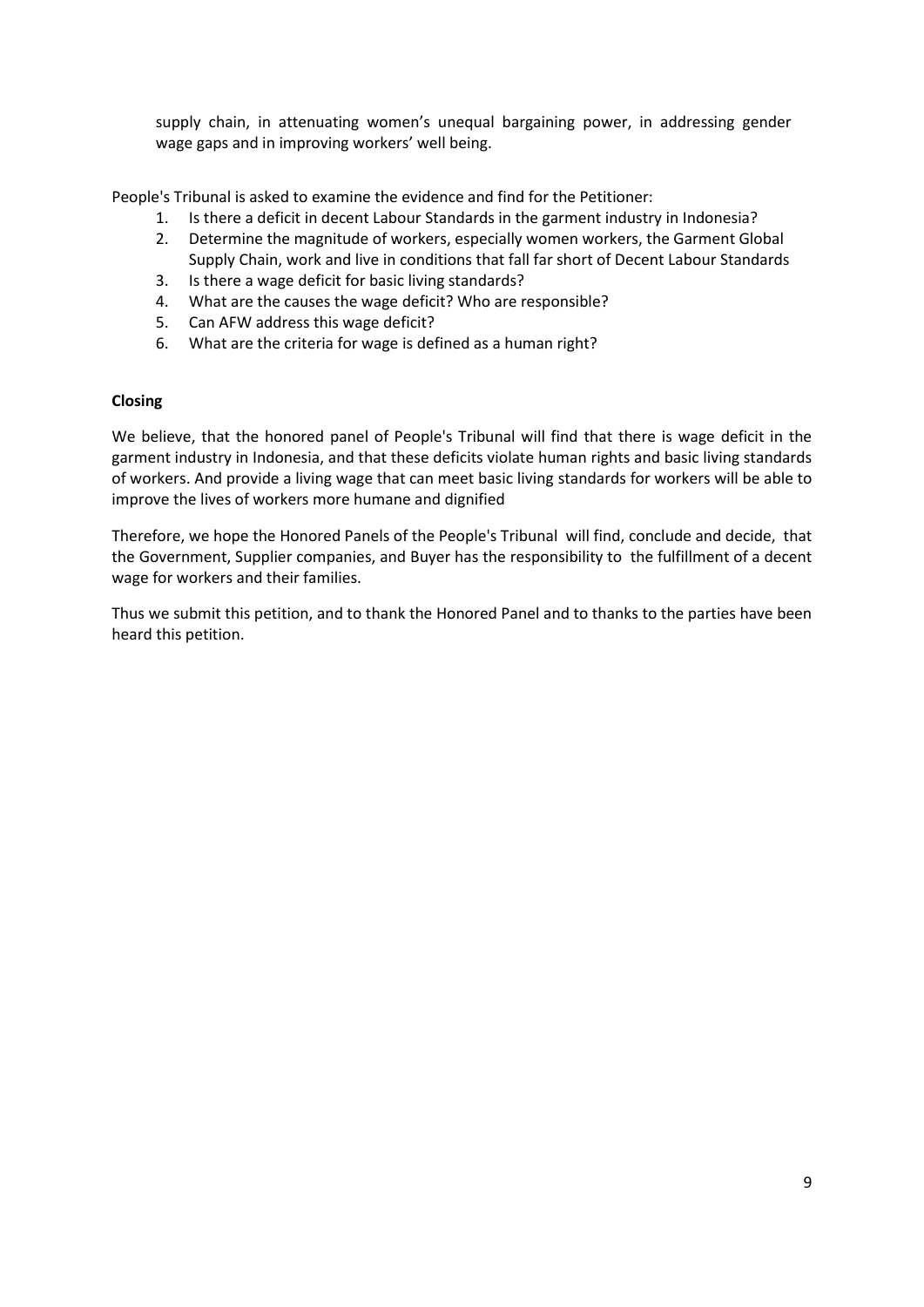supply chain, in attenuating women's unequal bargaining power, in addressing gender wage gaps and in improving workers' well being.

People's Tribunal is asked to examine the evidence and find for the Petitioner:

1. Is there a deficit in decent Labour Standards in the garment industry in Indonesia?
2. Determine the magnitude of workers, especially women workers, the Garment Global Supply Chain, work and live in conditions that fall far short of Decent Labour Standards
3. Is there a wage deficit for basic living standards?
4. What are the causes the wage deficit? Who are responsible?
5. Can AFW address this wage deficit?
6. What are the criteria for wage is defined as a human right?

**Closing**

We believe, that the honored panel of People's Tribunal will find that there is wage deficit in the garment industry in Indonesia, and that these deficits violate human rights and basic living standards of workers. And provide a living wage that can meet basic living standards for workers will be able to improve the lives of workers more humane and dignified

Therefore, we hope the Honored Panels of the People's Tribunal will find, conclude and decide, that the Government, Supplier companies, and Buyer has the responsibility to the fulfillment of a decent wage for workers and their families.

Thus we submit this petition, and to thank the Honored Panel and to thanks to the parties have been heard this petition.